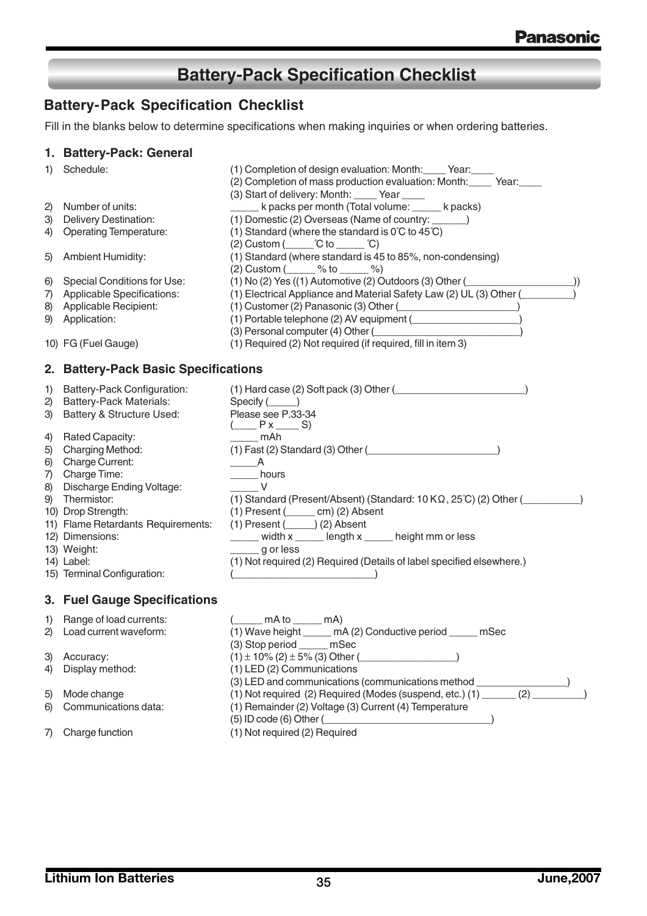# Battery-Pack Specification Checklist

## Battery-Pack Specification Checklist

Fill in the blanks below to determine specifications when making inquiries or when ordering batteries.

### 1. Battery-Pack: General

1) Schedule: (1) Completion of design evaluation: Month:____ Year:____
(2) Completion of mass production evaluation: Month:____ Year:____
(3) Start of delivery: Month: ____ Year ____
2) Number of units: _____ k packs per month (Total volume: _____ k packs)
3) Delivery Destination: (1) Domestic (2) Overseas (Name of country: ______)
4) Operating Temperature: (1) Standard (where the standard is 0˚C to 45˚C)
(2) Custom (_____˚C to _____ ˚C)
5) Ambient Humidity: (1) Standard (where standard is 45 to 85%, non-condensing)
(2) Custom (_____ % to _____ %)
6) Special Conditions for Use: (1) No (2) Yes ((1) Automotive (2) Outdoors (3) Other (___________________))
7) Applicable Specifications: (1) Electrical Appliance and Material Safety Law (2) UL (3) Other (_________)
8) Applicable Recipient: (1) Customer (2) Panasonic (3) Other (_____________________)
9) Application: (1) Portable telephone (2) AV equipment (__________________)
(3) Personal computer (4) Other (_________________________)
10) FG (Fuel Gauge) (1) Required (2) Not required (if required, fill in item 3)

### 2. Battery-Pack Basic Specifications

1) Battery-Pack Configuration: (1) Hard case (2) Soft pack (3) Other (_______________________)
2) Battery-Pack Materials: Specify (_____)
3) Battery & Structure Used: Please see P.33-34
(____ P x ____ S)
4) Rated Capacity: _____ mAh
5) Charging Method: (1) Fast (2) Standard (3) Other (_______________________)
6) Charge Current: _____A
7) Charge Time: _____ hours
8) Discharge Ending Voltage: _____ V
9) Thermistor: (1) Standard (Present/Absent) (Standard: 10 KΩ, 25˚C) (2) Other (__________)
10) Drop Strength: (1) Present (_____ cm) (2) Absent
11) Flame Retardants Requirements: (1) Present (_____) (2) Absent
12) Dimensions: _____ width x _____ length x _____ height mm or less
13) Weight: _____ g or less
14) Label: (1) Not required (2) Required (Details of label specified elsewhere.)
15) Terminal Configuration: (_________________________)

### 3. Fuel Gauge Specifications

1) Range of load currents: (_____ mA to _____ mA)
2) Load current waveform: (1) Wave height _____ mA (2) Conductive period _____ mSec
(3) Stop period _____ mSec
3) Accuracy: (1) ± 10% (2) ± 5% (3) Other (________________)
4) Display method: (1) LED (2) Communications
(3) LED and communications (communications method ________________)
5) Mode change (1) Not required (2) Required (Modes (suspend, etc.) (1) ______ (2) _________)
6) Communications data: (1) Remainder (2) Voltage (3) Current (4) Temperature
(5) ID code (6) Other (_____________________________)
7) Charge function (1) Not required (2) Required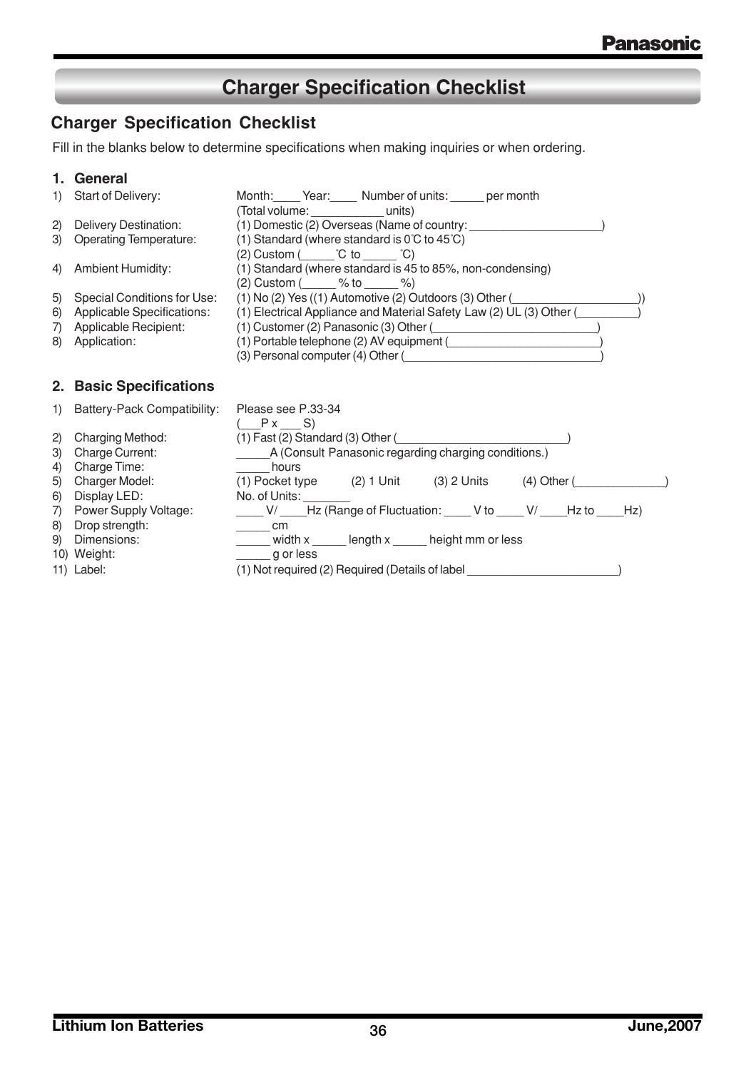# Charger Specification Checklist

## Charger Specification Checklist

Fill in the blanks below to determine specifications when making inquiries or when ordering.

### 1. General

1) Start of Delivery: Month:____ Year:____ Number of units: _____ per month
   (Total volume: ___________ units)
2) Delivery Destination: (1) Domestic (2) Overseas (Name of country: ____________________)
3) Operating Temperature: (1) Standard (where standard is 0˚C to 45˚C)
   (2) Custom (_____ ˚C to _____ ˚C)
4) Ambient Humidity: (1) Standard (where standard is 45 to 85%, non-condensing)
   (2) Custom (_____ % to _____ %)
5) Special Conditions for Use: (1) No (2) Yes ((1) Automotive (2) Outdoors (3) Other (___________________))
6) Applicable Specifications: (1) Electrical Appliance and Material Safety Law (2) UL (3) Other (_________)
7) Applicable Recipient: (1) Customer (2) Panasonic (3) Other (_________________________)
8) Application: (1) Portable telephone (2) AV equipment (_______________________)
   (3) Personal computer (4) Other (______________________________)

### 2. Basic Specifications

1) Battery-Pack Compatibility: Please see P.33-34
   (___P x ___ S)
2) Charging Method: (1) Fast (2) Standard (3) Other (__________________________)
3) Charge Current: _____A (Consult Panasonic regarding charging conditions.)
4) Charge Time: _____ hours
5) Charger Model: (1) Pocket type (2) 1 Unit (3) 2 Units (4) Other (______________)
6) Display LED: No. of Units: _______
7) Power Supply Voltage: ____ V/ ____Hz (Range of Fluctuation: ____ V to ____ V/ ____Hz to ____Hz)
8) Drop strength: _____ cm
9) Dimensions: _____ width x _____ length x _____ height mm or less
10) Weight: _____ g or less
11) Label: (1) Not required (2) Required (Details of label _______________________)